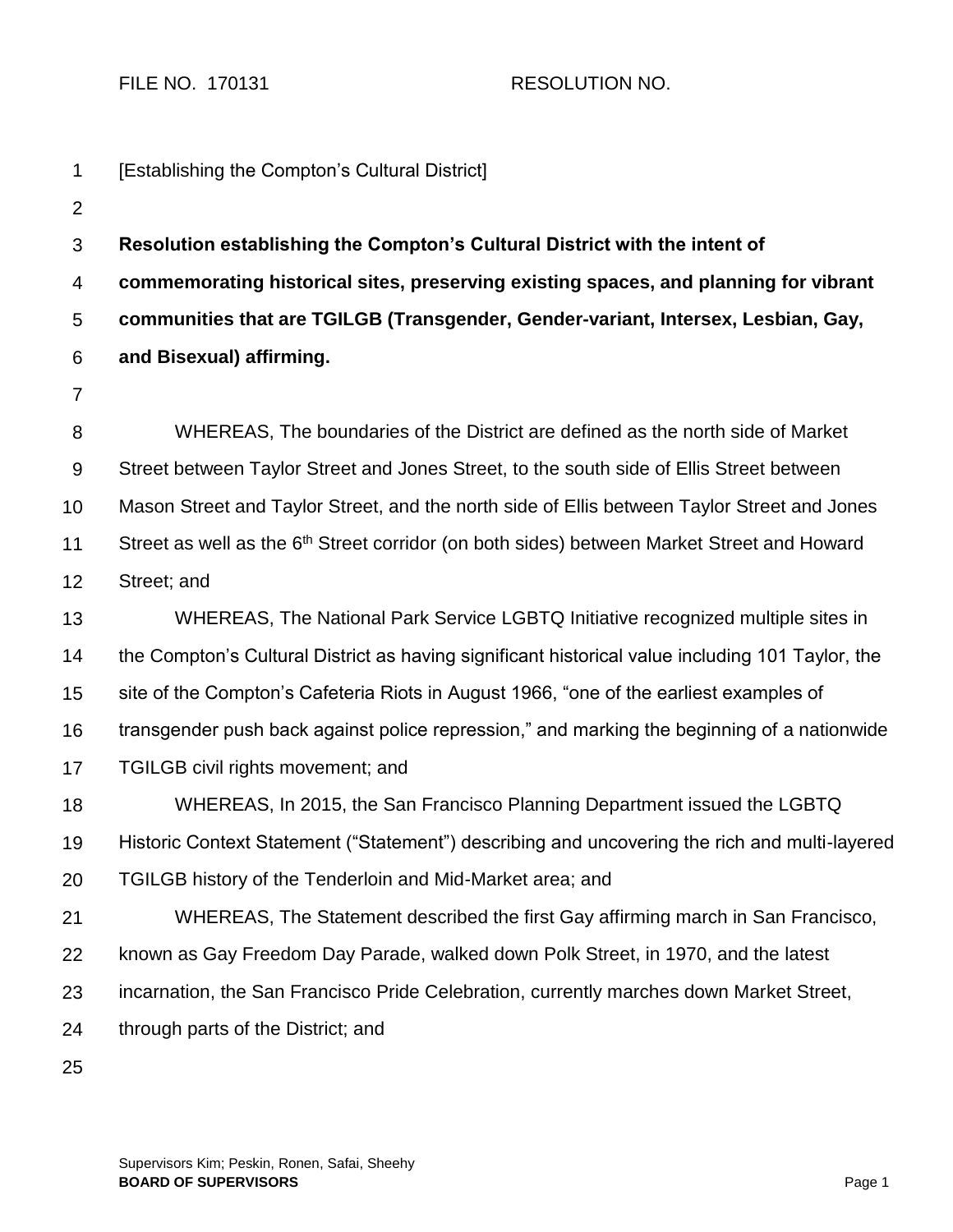FILE NO. 170131 RESOLUTION NO.

[Establishing the Compton's Cultural District]

**Resolution establishing the Compton's Cultural District with the intent of commemorating historical sites, preserving existing spaces, and planning for vibrant communities that are TGILGB (Transgender, Gender-variant, Intersex, Lesbian, Gay, and Bisexual) affirming.**

WHEREAS, The boundaries of the District are defined as the north side of Market Street between Taylor Street and Jones Street, to the south side of Ellis Street between Mason Street and Taylor Street, and the north side of Ellis between Taylor Street and Jones Street as well as the 6th Street corridor (on both sides) between Market Street and Howard Street; and

WHEREAS, The National Park Service LGBTQ Initiative recognized multiple sites in the Compton's Cultural District as having significant historical value including 101 Taylor, the site of the Compton's Cafeteria Riots in August 1966, "one of the earliest examples of transgender push back against police repression," and marking the beginning of a nationwide TGILGB civil rights movement; and

WHEREAS, In 2015, the San Francisco Planning Department issued the LGBTQ Historic Context Statement ("Statement") describing and uncovering the rich and multi-layered TGILGB history of the Tenderloin and Mid-Market area; and

WHEREAS, The Statement described the first Gay affirming march in San Francisco, known as Gay Freedom Day Parade, walked down Polk Street, in 1970, and the latest incarnation, the San Francisco Pride Celebration, currently marches down Market Street, through parts of the District; and

Supervisors Kim; Peskin, Ronen, Safai, Sheehy
**BOARD OF SUPERVISORS**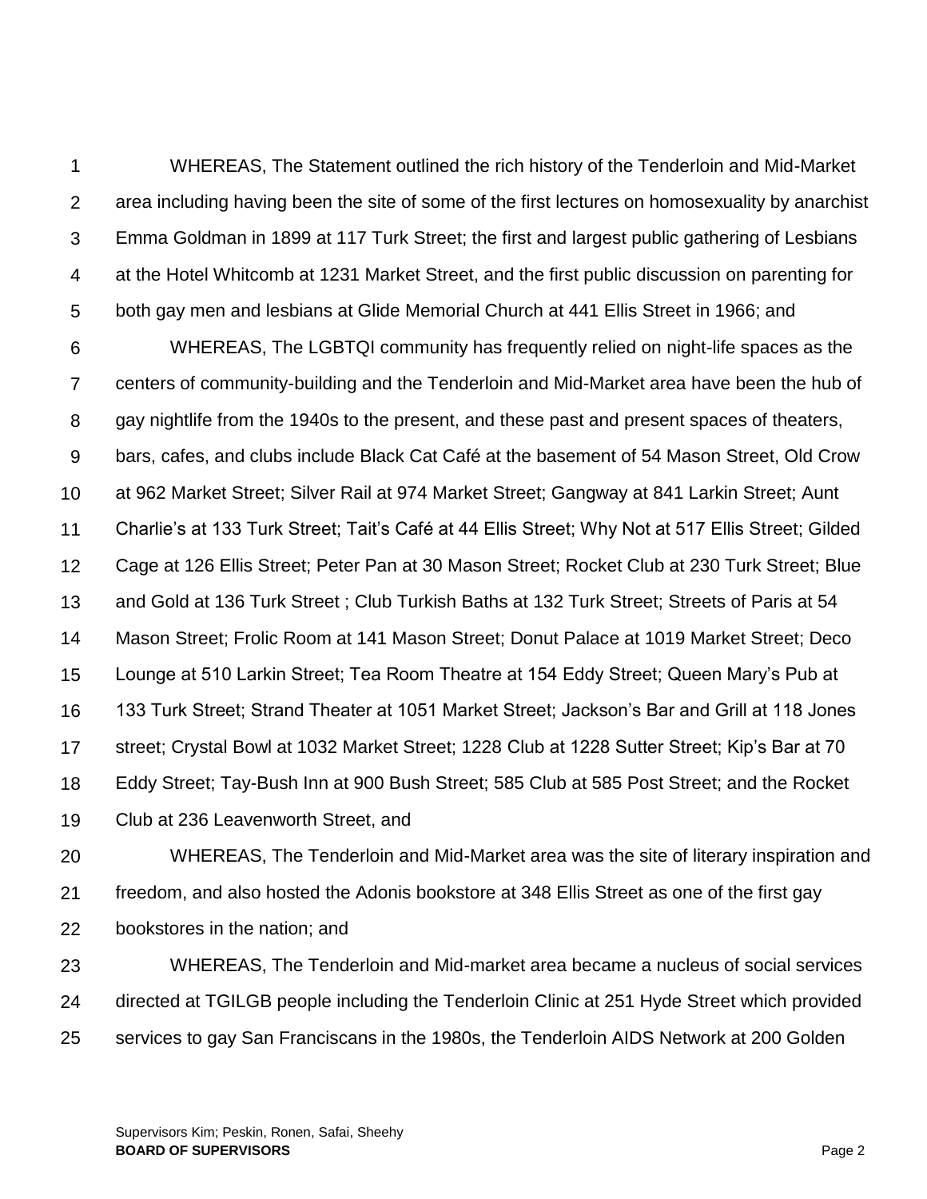WHEREAS, The Statement outlined the rich history of the Tenderloin and Mid-Market area including having been the site of some of the first lectures on homosexuality by anarchist Emma Goldman in 1899 at 117 Turk Street; the first and largest public gathering of Lesbians at the Hotel Whitcomb at 1231 Market Street, and the first public discussion on parenting for both gay men and lesbians at Glide Memorial Church at 441 Ellis Street in 1966; and

WHEREAS, The LGBTQI community has frequently relied on night-life spaces as the centers of community-building and the Tenderloin and Mid-Market area have been the hub of gay nightlife from the 1940s to the present, and these past and present spaces of theaters, bars, cafes, and clubs include Black Cat Café at the basement of 54 Mason Street, Old Crow at 962 Market Street; Silver Rail at 974 Market Street; Gangway at 841 Larkin Street; Aunt Charlie's at 133 Turk Street; Tait's Café at 44 Ellis Street; Why Not at 517 Ellis Street; Gilded Cage at 126 Ellis Street; Peter Pan at 30 Mason Street; Rocket Club at 230 Turk Street; Blue and Gold at 136 Turk Street ; Club Turkish Baths at 132 Turk Street; Streets of Paris at 54 Mason Street; Frolic Room at 141 Mason Street; Donut Palace at 1019 Market Street; Deco Lounge at 510 Larkin Street; Tea Room Theatre at 154 Eddy Street; Queen Mary's Pub at 133 Turk Street; Strand Theater at 1051 Market Street; Jackson's Bar and Grill at 118 Jones street; Crystal Bowl at 1032 Market Street; 1228 Club at 1228 Sutter Street; Kip's Bar at 70 Eddy Street; Tay-Bush Inn at 900 Bush Street; 585 Club at 585 Post Street; and the Rocket Club at 236 Leavenworth Street, and

WHEREAS, The Tenderloin and Mid-Market area was the site of literary inspiration and freedom, and also hosted the Adonis bookstore at 348 Ellis Street as one of the first gay bookstores in the nation; and

WHEREAS, The Tenderloin and Mid-market area became a nucleus of social services directed at TGILGB people including the Tenderloin Clinic at 251 Hyde Street which provided services to gay San Franciscans in the 1980s, the Tenderloin AIDS Network at 200 Golden

Supervisors Kim; Peskin, Ronen, Safai, Sheehy
**BOARD OF SUPERVISORS**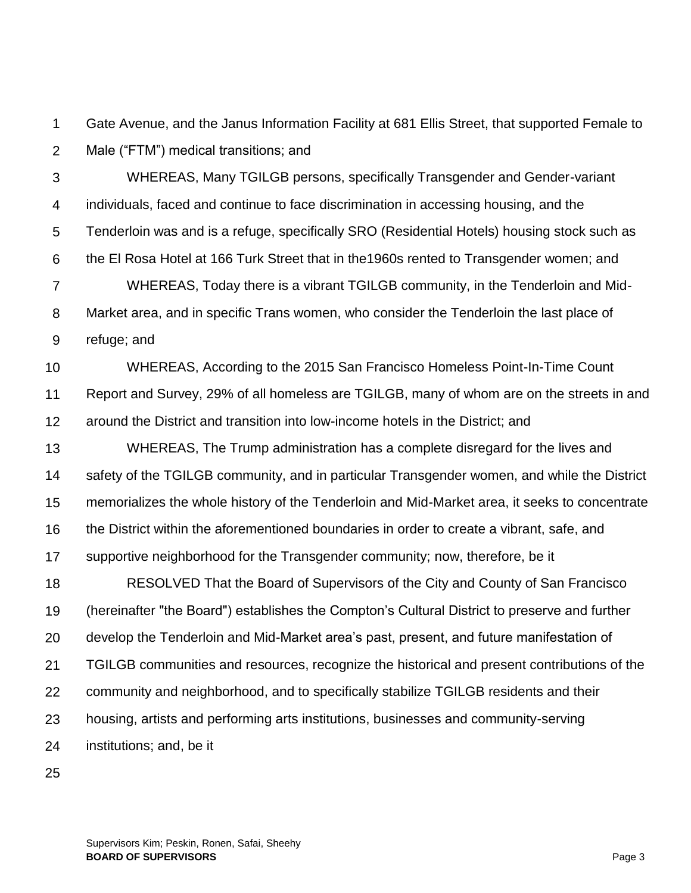Gate Avenue, and the Janus Information Facility at 681 Ellis Street, that supported Female to Male ("FTM") medical transitions; and

WHEREAS, Many TGILGB persons, specifically Transgender and Gender-variant individuals, faced and continue to face discrimination in accessing housing, and the Tenderloin was and is a refuge, specifically SRO (Residential Hotels) housing stock such as the El Rosa Hotel at 166 Turk Street that in the1960s rented to Transgender women; and

WHEREAS, Today there is a vibrant TGILGB community, in the Tenderloin and Mid-Market area, and in specific Trans women, who consider the Tenderloin the last place of refuge; and

WHEREAS, According to the 2015 San Francisco Homeless Point-In-Time Count Report and Survey, 29% of all homeless are TGILGB, many of whom are on the streets in and around the District and transition into low-income hotels in the District; and

WHEREAS, The Trump administration has a complete disregard for the lives and safety of the TGILGB community, and in particular Transgender women, and while the District memorializes the whole history of the Tenderloin and Mid-Market area, it seeks to concentrate the District within the aforementioned boundaries in order to create a vibrant, safe, and supportive neighborhood for the Transgender community; now, therefore, be it

RESOLVED That the Board of Supervisors of the City and County of San Francisco (hereinafter "the Board") establishes the Compton's Cultural District to preserve and further develop the Tenderloin and Mid-Market area's past, present, and future manifestation of TGILGB communities and resources, recognize the historical and present contributions of the community and neighborhood, and to specifically stabilize TGILGB residents and their housing, artists and performing arts institutions, businesses and community-serving institutions; and, be it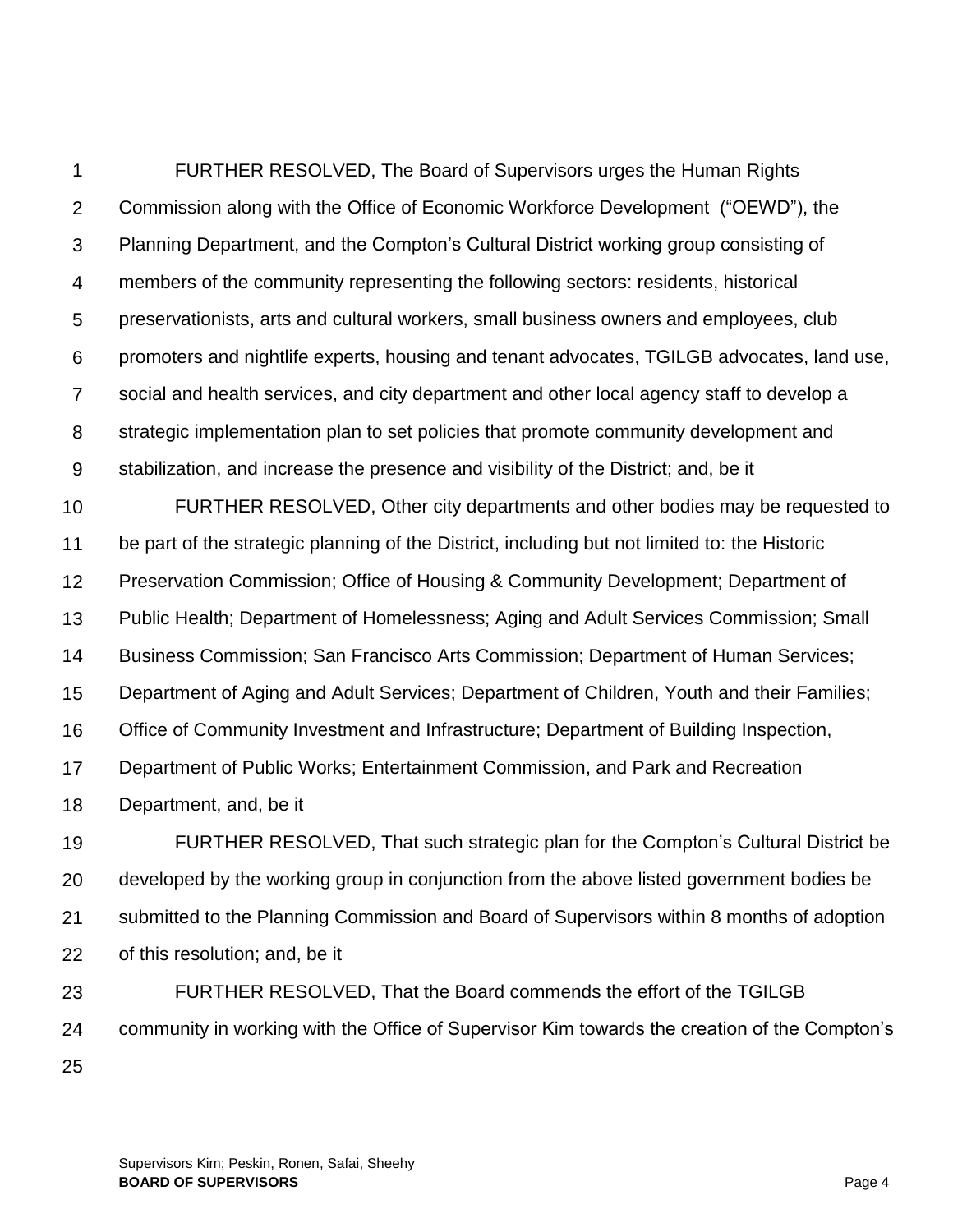FURTHER RESOLVED, The Board of Supervisors urges the Human Rights Commission along with the Office of Economic Workforce Development ("OEWD"), the Planning Department, and the Compton's Cultural District working group consisting of members of the community representing the following sectors: residents, historical preservationists, arts and cultural workers, small business owners and employees, club promoters and nightlife experts, housing and tenant advocates, TGILGB advocates, land use, social and health services, and city department and other local agency staff to develop a strategic implementation plan to set policies that promote community development and stabilization, and increase the presence and visibility of the District; and, be it

FURTHER RESOLVED, Other city departments and other bodies may be requested to be part of the strategic planning of the District, including but not limited to: the Historic Preservation Commission; Office of Housing & Community Development; Department of Public Health; Department of Homelessness; Aging and Adult Services Commission; Small Business Commission; San Francisco Arts Commission; Department of Human Services; Department of Aging and Adult Services; Department of Children, Youth and their Families; Office of Community Investment and Infrastructure; Department of Building Inspection, Department of Public Works; Entertainment Commission, and Park and Recreation Department, and, be it

FURTHER RESOLVED, That such strategic plan for the Compton's Cultural District be developed by the working group in conjunction from the above listed government bodies be submitted to the Planning Commission and Board of Supervisors within 8 months of adoption of this resolution; and, be it

FURTHER RESOLVED, That the Board commends the effort of the TGILGB community in working with the Office of Supervisor Kim towards the creation of the Compton's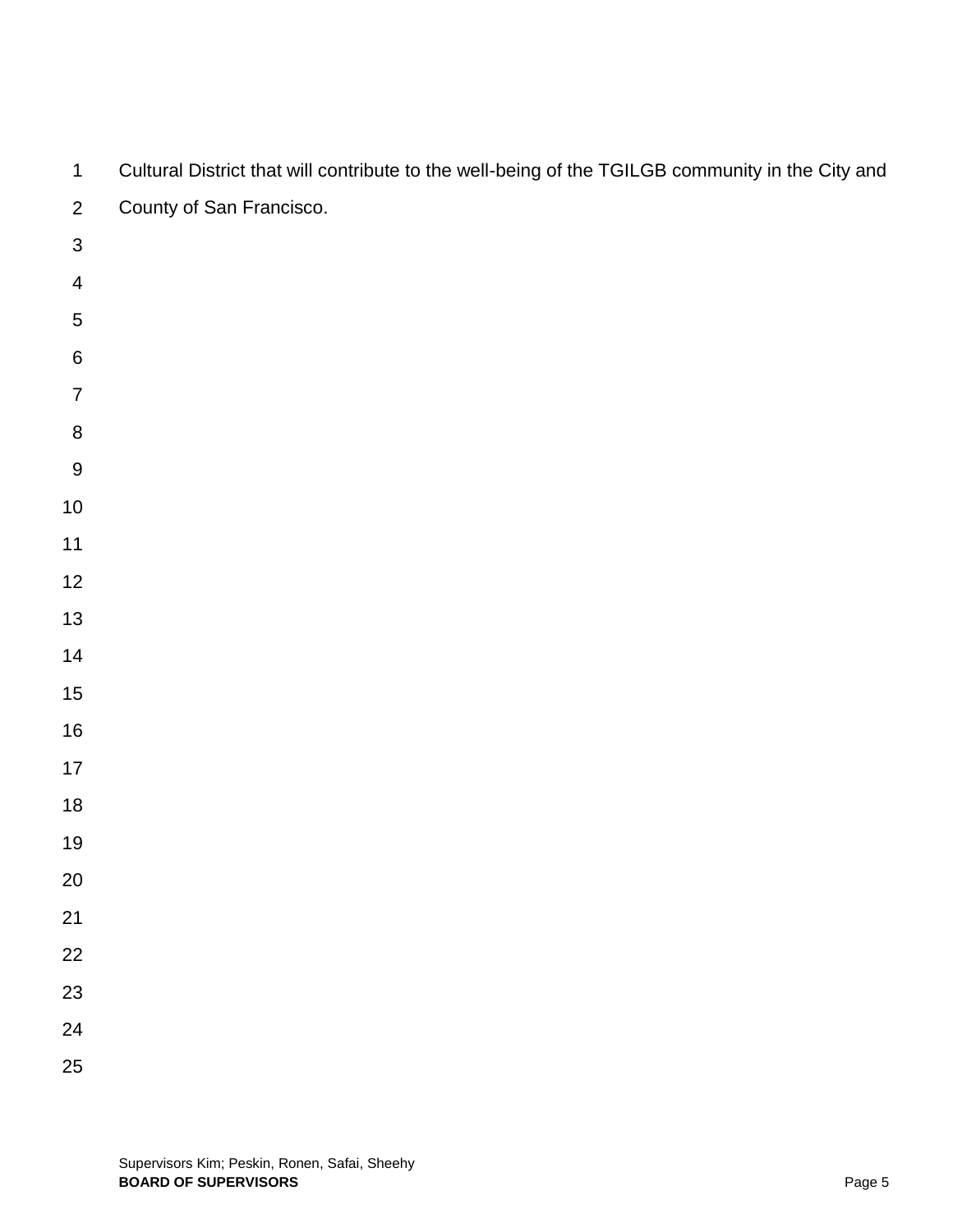Cultural District that will contribute to the well-being of the TGILGB community in the City and County of San Francisco.